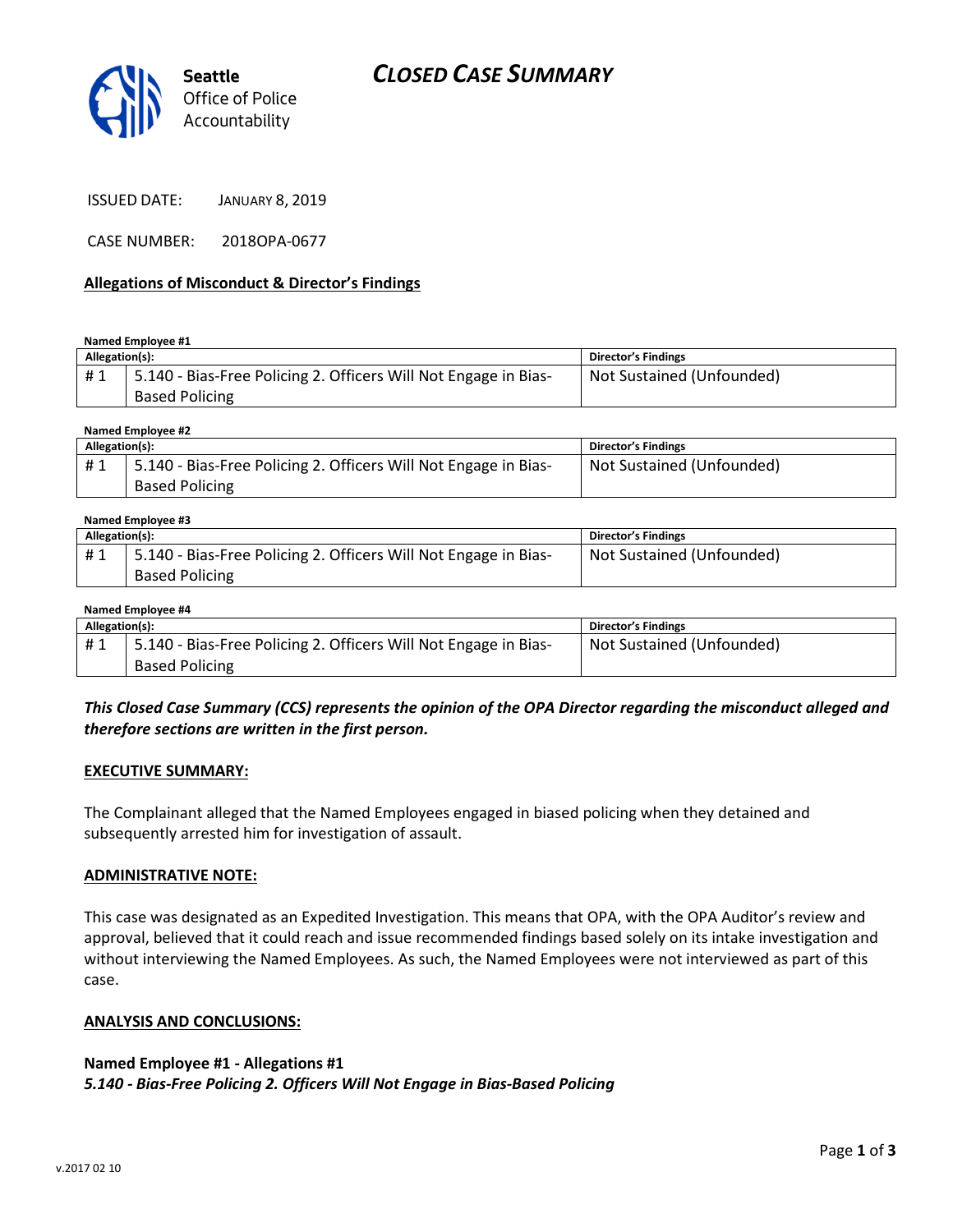# CLOSED CASE SUMMARY

**Seattle** Office of Police Accountability

ISSUED DATE: JANUARY 8, 2019

CASE NUMBER: 2018OPA-0677

## Allegations of Misconduct & Director's Findings

**Named Employee #1**

| Allegation(s): | | Director's Findings |
|---|---|---|
| # 1 | 5.140 - Bias-Free Policing 2. Officers Will Not Engage in Bias-Based Policing | Not Sustained (Unfounded) |

**Named Employee #2**

| Allegation(s): | | Director's Findings |
|---|---|---|
| # 1 | 5.140 - Bias-Free Policing 2. Officers Will Not Engage in Bias-Based Policing | Not Sustained (Unfounded) |

**Named Employee #3**

| Allegation(s): | | Director's Findings |
|---|---|---|
| # 1 | 5.140 - Bias-Free Policing 2. Officers Will Not Engage in Bias-Based Policing | Not Sustained (Unfounded) |

**Named Employee #4**

| Allegation(s): | | Director's Findings |
|---|---|---|
| # 1 | 5.140 - Bias-Free Policing 2. Officers Will Not Engage in Bias-Based Policing | Not Sustained (Unfounded) |

***This Closed Case Summary (CCS) represents the opinion of the OPA Director regarding the misconduct alleged and therefore sections are written in the first person.***

### EXECUTIVE SUMMARY:

The Complainant alleged that the Named Employees engaged in biased policing when they detained and subsequently arrested him for investigation of assault.

### ADMINISTRATIVE NOTE:

This case was designated as an Expedited Investigation. This means that OPA, with the OPA Auditor's review and approval, believed that it could reach and issue recommended findings based solely on its intake investigation and without interviewing the Named Employees. As such, the Named Employees were not interviewed as part of this case.

### ANALYSIS AND CONCLUSIONS:

**Named Employee #1 - Allegations #1**
***5.140 - Bias-Free Policing 2. Officers Will Not Engage in Bias-Based Policing***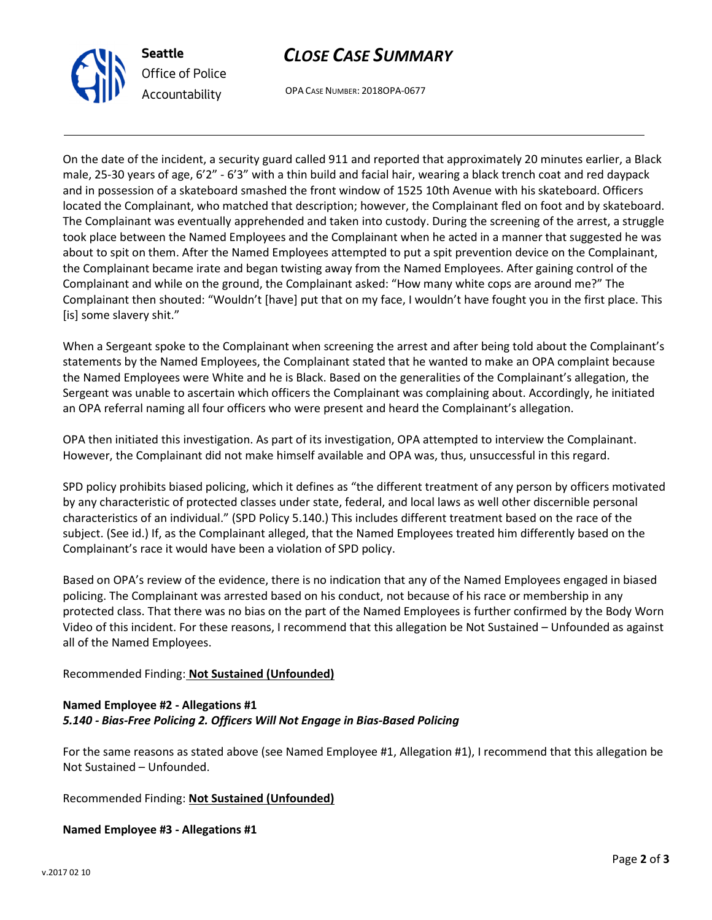On the date of the incident, a security guard called 911 and reported that approximately 20 minutes earlier, a Black male, 25-30 years of age, 6'2" - 6'3" with a thin build and facial hair, wearing a black trench coat and red daypack and in possession of a skateboard smashed the front window of 1525 10th Avenue with his skateboard. Officers located the Complainant, who matched that description; however, the Complainant fled on foot and by skateboard. The Complainant was eventually apprehended and taken into custody. During the screening of the arrest, a struggle took place between the Named Employees and the Complainant when he acted in a manner that suggested he was about to spit on them. After the Named Employees attempted to put a spit prevention device on the Complainant, the Complainant became irate and began twisting away from the Named Employees. After gaining control of the Complainant and while on the ground, the Complainant asked: "How many white cops are around me?" The Complainant then shouted: "Wouldn't [have] put that on my face, I wouldn't have fought you in the first place. This [is] some slavery shit."

When a Sergeant spoke to the Complainant when screening the arrest and after being told about the Complainant's statements by the Named Employees, the Complainant stated that he wanted to make an OPA complaint because the Named Employees were White and he is Black. Based on the generalities of the Complainant's allegation, the Sergeant was unable to ascertain which officers the Complainant was complaining about. Accordingly, he initiated an OPA referral naming all four officers who were present and heard the Complainant's allegation.

OPA then initiated this investigation. As part of its investigation, OPA attempted to interview the Complainant. However, the Complainant did not make himself available and OPA was, thus, unsuccessful in this regard.

SPD policy prohibits biased policing, which it defines as "the different treatment of any person by officers motivated by any characteristic of protected classes under state, federal, and local laws as well other discernible personal characteristics of an individual." (SPD Policy 5.140.) This includes different treatment based on the race of the subject. (See id.) If, as the Complainant alleged, that the Named Employees treated him differently based on the Complainant's race it would have been a violation of SPD policy.

Based on OPA's review of the evidence, there is no indication that any of the Named Employees engaged in biased policing. The Complainant was arrested based on his conduct, not because of his race or membership in any protected class. That there was no bias on the part of the Named Employees is further confirmed by the Body Worn Video of this incident. For these reasons, I recommend that this allegation be Not Sustained – Unfounded as against all of the Named Employees.

Recommended Finding: **Not Sustained (Unfounded)**

**Named Employee #2 - Allegations #1**
***5.140 - Bias-Free Policing 2. Officers Will Not Engage in Bias-Based Policing***

For the same reasons as stated above (see Named Employee #1, Allegation #1), I recommend that this allegation be Not Sustained – Unfounded.

Recommended Finding: **Not Sustained (Unfounded)**

**Named Employee #3 - Allegations #1**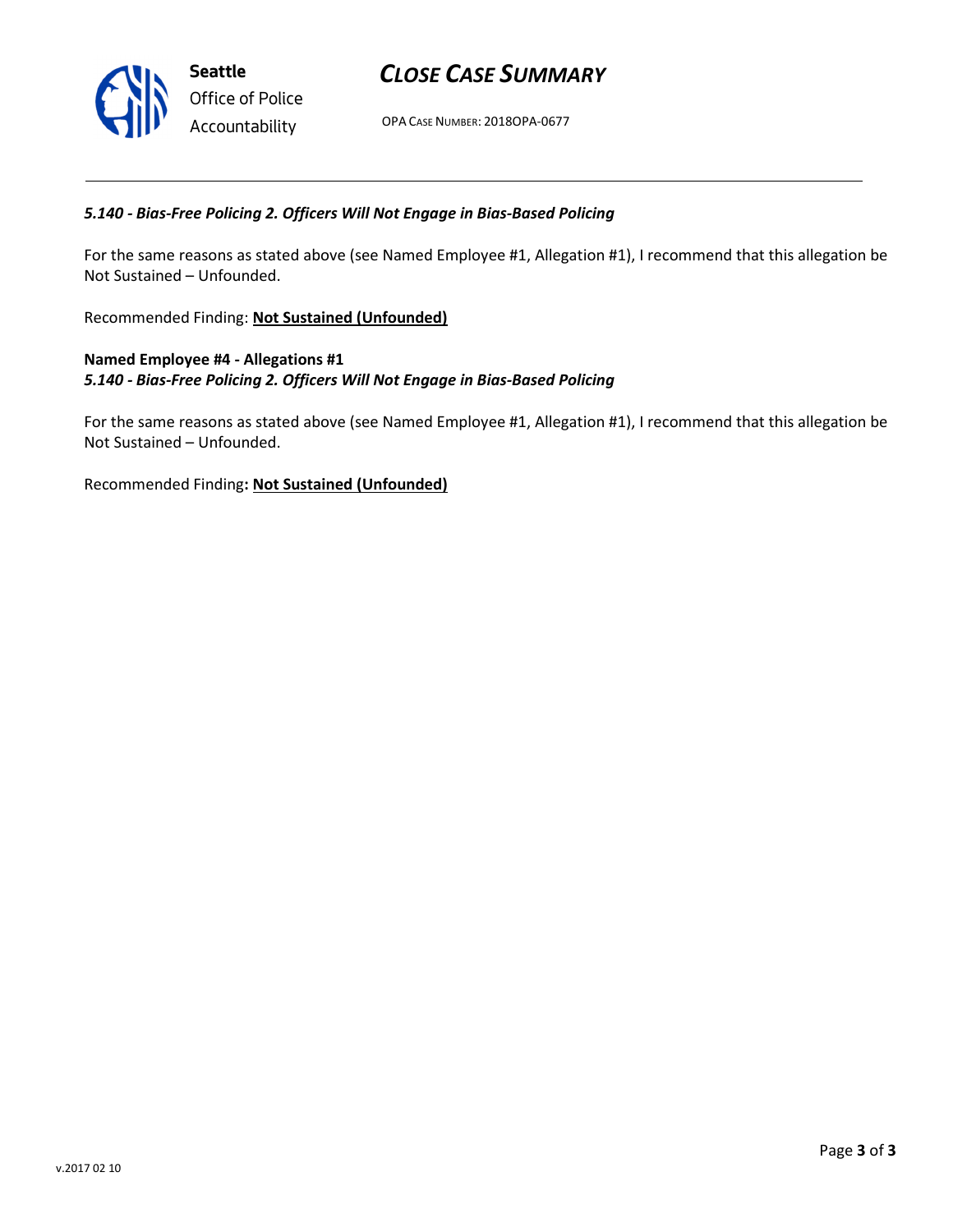***5.140 - Bias-Free Policing 2. Officers Will Not Engage in Bias-Based Policing***

For the same reasons as stated above (see Named Employee #1, Allegation #1), I recommend that this allegation be Not Sustained – Unfounded.

Recommended Finding: **Not Sustained (Unfounded)**

**Named Employee #4 - Allegations #1**
***5.140 - Bias-Free Policing 2. Officers Will Not Engage in Bias-Based Policing***

For the same reasons as stated above (see Named Employee #1, Allegation #1), I recommend that this allegation be Not Sustained – Unfounded.

Recommended Finding**: Not Sustained (Unfounded)**